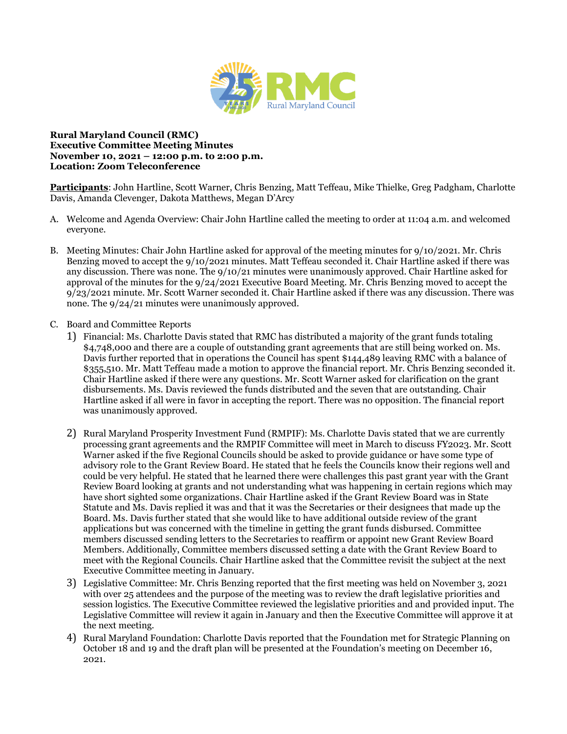**Rural Maryland Council (RMC)**
**Executive Committee Meeting Minutes**
**November 10, 2021 – 12:00 p.m. to 2:00 p.m.**
**Location: Zoom Teleconference**

**Participants**: John Hartline, Scott Warner, Chris Benzing, Matt Teffeau, Mike Thielke, Greg Padgham, Charlotte Davis, Amanda Clevenger, Dakota Matthews, Megan D'Arcy

A. Welcome and Agenda Overview: Chair John Hartline called the meeting to order at 11:04 a.m. and welcomed everyone.

B. Meeting Minutes: Chair John Hartline asked for approval of the meeting minutes for 9/10/2021. Mr. Chris Benzing moved to accept the 9/10/2021 minutes. Matt Teffeau seconded it. Chair Hartline asked if there was any discussion. There was none. The 9/10/21 minutes were unanimously approved. Chair Hartline asked for approval of the minutes for the 9/24/2021 Executive Board Meeting. Mr. Chris Benzing moved to accept the 9/23/2021 minute. Mr. Scott Warner seconded it. Chair Hartline asked if there was any discussion. There was none. The 9/24/21 minutes were unanimously approved.

C. Board and Committee Reports

1) Financial: Ms. Charlotte Davis stated that RMC has distributed a majority of the grant funds totaling $4,748,000 and there are a couple of outstanding grant agreements that are still being worked on. Ms. Davis further reported that in operations the Council has spent $144,489 leaving RMC with a balance of $355,510. Mr. Matt Teffeau made a motion to approve the financial report. Mr. Chris Benzing seconded it. Chair Hartline asked if there were any questions. Mr. Scott Warner asked for clarification on the grant disbursements. Ms. Davis reviewed the funds distributed and the seven that are outstanding. Chair Hartline asked if all were in favor in accepting the report. There was no opposition. The financial report was unanimously approved.

2) Rural Maryland Prosperity Investment Fund (RMPIF): Ms. Charlotte Davis stated that we are currently processing grant agreements and the RMPIF Committee will meet in March to discuss FY2023. Mr. Scott Warner asked if the five Regional Councils should be asked to provide guidance or have some type of advisory role to the Grant Review Board. He stated that he feels the Councils know their regions well and could be very helpful. He stated that he learned there were challenges this past grant year with the Grant Review Board looking at grants and not understanding what was happening in certain regions which may have short sighted some organizations. Chair Hartline asked if the Grant Review Board was in State Statute and Ms. Davis replied it was and that it was the Secretaries or their designees that made up the Board. Ms. Davis further stated that she would like to have additional outside review of the grant applications but was concerned with the timeline in getting the grant funds disbursed. Committee members discussed sending letters to the Secretaries to reaffirm or appoint new Grant Review Board Members. Additionally, Committee members discussed setting a date with the Grant Review Board to meet with the Regional Councils. Chair Hartline asked that the Committee revisit the subject at the next Executive Committee meeting in January.

3) Legislative Committee: Mr. Chris Benzing reported that the first meeting was held on November 3, 2021 with over 25 attendees and the purpose of the meeting was to review the draft legislative priorities and session logistics. The Executive Committee reviewed the legislative priorities and and provided input. The Legislative Committee will review it again in January and then the Executive Committee will approve it at the next meeting.

4) Rural Maryland Foundation: Charlotte Davis reported that the Foundation met for Strategic Planning on October 18 and 19 and the draft plan will be presented at the Foundation's meeting on December 16, 2021.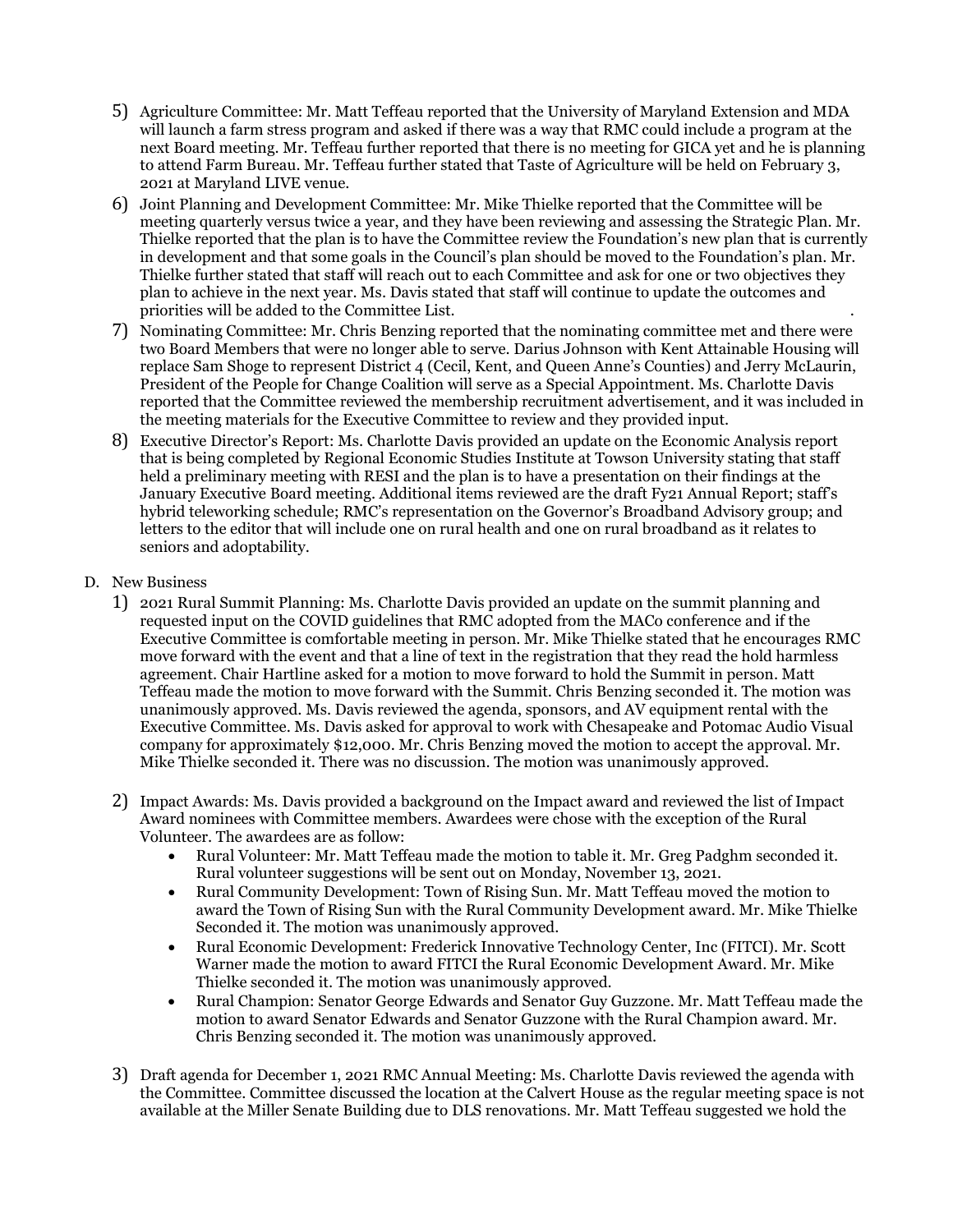5) Agriculture Committee: Mr. Matt Teffeau reported that the University of Maryland Extension and MDA will launch a farm stress program and asked if there was a way that RMC could include a program at the next Board meeting. Mr. Teffeau further reported that there is no meeting for GICA yet and he is planning to attend Farm Bureau. Mr. Teffeau further stated that Taste of Agriculture will be held on February 3, 2021 at Maryland LIVE venue.
6) Joint Planning and Development Committee: Mr. Mike Thielke reported that the Committee will be meeting quarterly versus twice a year, and they have been reviewing and assessing the Strategic Plan. Mr. Thielke reported that the plan is to have the Committee review the Foundation's new plan that is currently in development and that some goals in the Council's plan should be moved to the Foundation's plan. Mr. Thielke further stated that staff will reach out to each Committee and ask for one or two objectives they plan to achieve in the next year. Ms. Davis stated that staff will continue to update the outcomes and priorities will be added to the Committee List.
7) Nominating Committee: Mr. Chris Benzing reported that the nominating committee met and there were two Board Members that were no longer able to serve. Darius Johnson with Kent Attainable Housing will replace Sam Shoge to represent District 4 (Cecil, Kent, and Queen Anne's Counties) and Jerry McLaurin, President of the People for Change Coalition will serve as a Special Appointment. Ms. Charlotte Davis reported that the Committee reviewed the membership recruitment advertisement, and it was included in the meeting materials for the Executive Committee to review and they provided input.
8) Executive Director's Report: Ms. Charlotte Davis provided an update on the Economic Analysis report that is being completed by Regional Economic Studies Institute at Towson University stating that staff held a preliminary meeting with RESI and the plan is to have a presentation on their findings at the January Executive Board meeting. Additional items reviewed are the draft Fy21 Annual Report; staff's hybrid teleworking schedule; RMC's representation on the Governor's Broadband Advisory group; and letters to the editor that will include one on rural health and one on rural broadband as it relates to seniors and adoptability.

D. New Business

1) 2021 Rural Summit Planning: Ms. Charlotte Davis provided an update on the summit planning and requested input on the COVID guidelines that RMC adopted from the MACo conference and if the Executive Committee is comfortable meeting in person. Mr. Mike Thielke stated that he encourages RMC move forward with the event and that a line of text in the registration that they read the hold harmless agreement. Chair Hartline asked for a motion to move forward to hold the Summit in person. Matt Teffeau made the motion to move forward with the Summit. Chris Benzing seconded it. The motion was unanimously approved. Ms. Davis reviewed the agenda, sponsors, and AV equipment rental with the Executive Committee. Ms. Davis asked for approval to work with Chesapeake and Potomac Audio Visual company for approximately $12,000. Mr. Chris Benzing moved the motion to accept the approval. Mr. Mike Thielke seconded it. There was no discussion. The motion was unanimously approved.

2) Impact Awards: Ms. Davis provided a background on the Impact award and reviewed the list of Impact Award nominees with Committee members. Awardees were chose with the exception of the Rural Volunteer. The awardees are as follow:
   - Rural Volunteer: Mr. Matt Teffeau made the motion to table it. Mr. Greg Padghm seconded it. Rural volunteer suggestions will be sent out on Monday, November 13, 2021.
   - Rural Community Development: Town of Rising Sun. Mr. Matt Teffeau moved the motion to award the Town of Rising Sun with the Rural Community Development award. Mr. Mike Thielke Seconded it. The motion was unanimously approved.
   - Rural Economic Development: Frederick Innovative Technology Center, Inc (FITCI). Mr. Scott Warner made the motion to award FITCI the Rural Economic Development Award. Mr. Mike Thielke seconded it. The motion was unanimously approved.
   - Rural Champion: Senator George Edwards and Senator Guy Guzzone. Mr. Matt Teffeau made the motion to award Senator Edwards and Senator Guzzone with the Rural Champion award. Mr. Chris Benzing seconded it. The motion was unanimously approved.

3) Draft agenda for December 1, 2021 RMC Annual Meeting: Ms. Charlotte Davis reviewed the agenda with the Committee. Committee discussed the location at the Calvert House as the regular meeting space is not available at the Miller Senate Building due to DLS renovations. Mr. Matt Teffeau suggested we hold the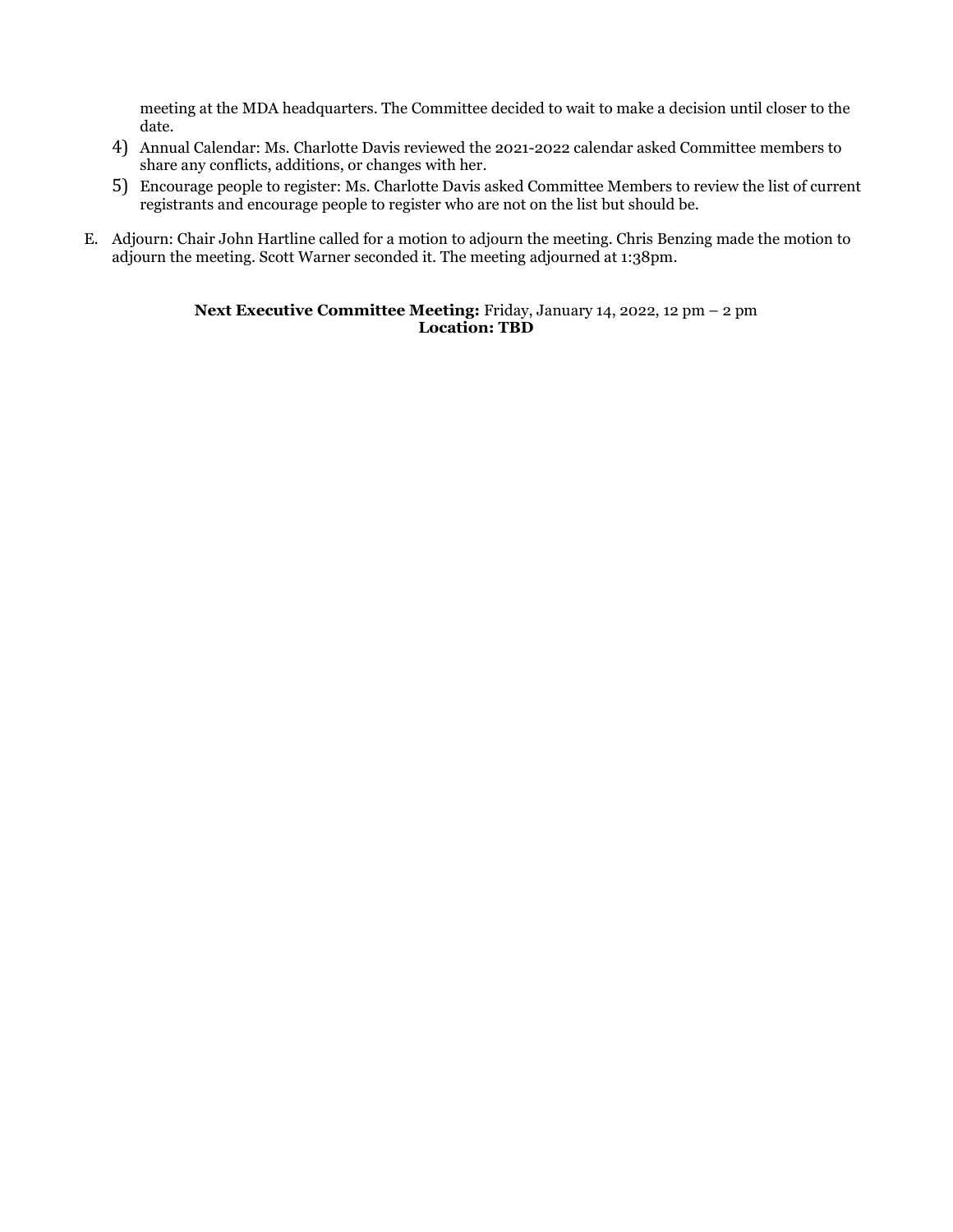meeting at the MDA headquarters. The Committee decided to wait to make a decision until closer to the date.

4) Annual Calendar: Ms. Charlotte Davis reviewed the 2021-2022 calendar asked Committee members to share any conflicts, additions, or changes with her.
5) Encourage people to register: Ms. Charlotte Davis asked Committee Members to review the list of current registrants and encourage people to register who are not on the list but should be.

E. Adjourn: Chair John Hartline called for a motion to adjourn the meeting. Chris Benzing made the motion to adjourn the meeting. Scott Warner seconded it. The meeting adjourned at 1:38pm.

**Next Executive Committee Meeting:** Friday, January 14, 2022, 12 pm – 2 pm
**Location: TBD**